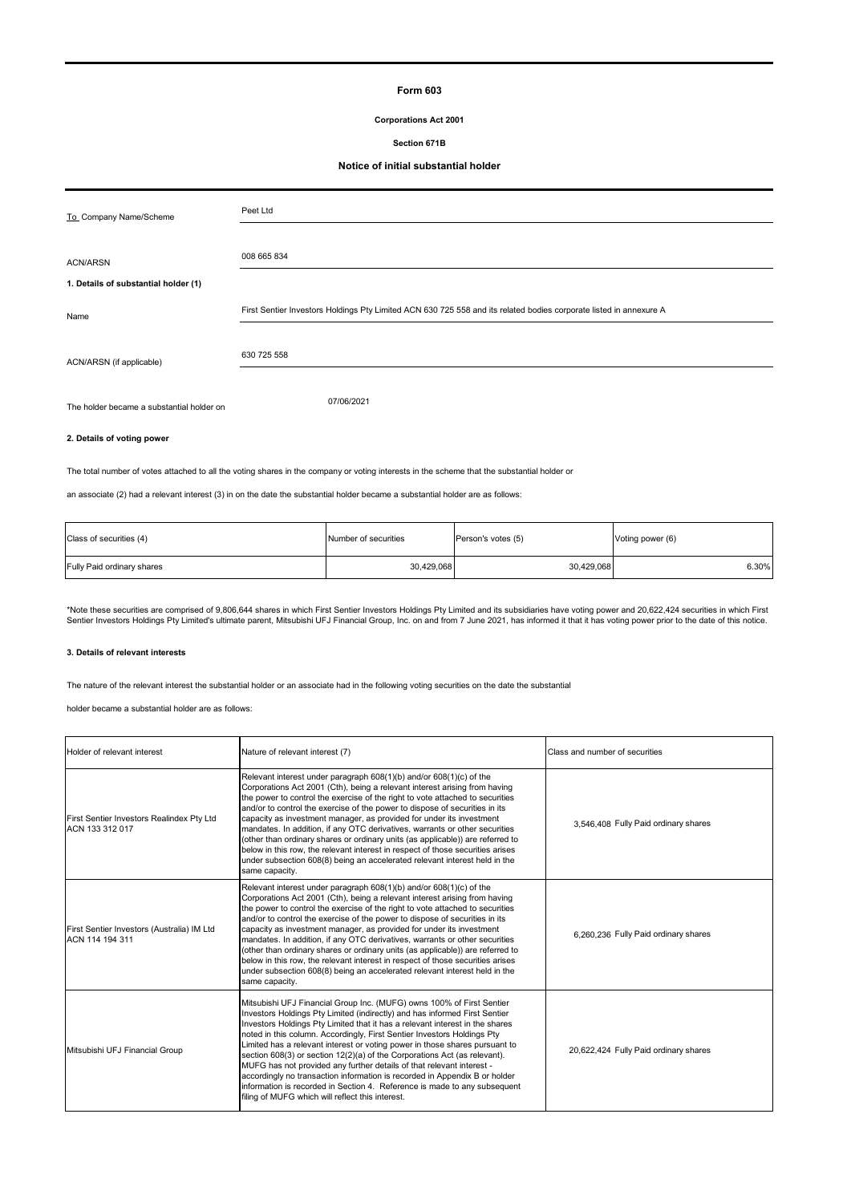# Form 603

**Corporations Act 2001**

**Section 671B**

## Notice of initial substantial holder

| To Company Name/Scheme | Peet Ltd |
|---|---|
| ACN/ARSN | 008 665 834 |

**1. Details of substantial holder (1)**

| Name | First Sentier Investors Holdings Pty Limited ACN 630 725 558 and its related bodies corporate listed in annexure A |
|---|---|
| ACN/ARSN (if applicable) | 630 725 558 |
| The holder became a substantial holder on | 07/06/2021 |

**2. Details of voting power**

The total number of votes attached to all the voting shares in the company or voting interests in the scheme that the substantial holder or

an associate (2) had a relevant interest (3) in on the date the substantial holder became a substantial holder are as follows:

| Class of securities (4) | Number of securities | Person's votes (5) | Voting power (6) |
|---|---|---|---|
| Fully Paid ordinary shares | 30,429,068 | 30,429,068 | 6.30% |

*Note these securities are comprised of 9,806,644 shares in which First Sentier Investors Holdings Pty Limited and its subsidiaries have voting power and 20,622,424 securities in which First Sentier Investors Holdings Pty Limited's ultimate parent, Mitsubishi UFJ Financial Group, Inc. on and from 7 June 2021, has informed it that it has voting power prior to the date of this notice.

**3. Details of relevant interests**

The nature of the relevant interest the substantial holder or an associate had in the following voting securities on the date the substantial

holder became a substantial holder are as follows:

| Holder of relevant interest | Nature of relevant interest (7) | Class and number of securities |
|---|---|---|
| First Sentier Investors Realindex Pty Ltd ACN 133 312 017 | Relevant interest under paragraph 608(1)(b) and/or 608(1)(c) of the Corporations Act 2001 (Cth), being a relevant interest arising from having the power to control the exercise of the right to vote attached to securities and/or to control the exercise of the power to dispose of securities in its capacity as investment manager, as provided for under its investment mandates. In addition, if any OTC derivatives, warrants or other securities (other than ordinary shares or ordinary units (as applicable)) are referred to below in this row, the relevant interest in respect of those securities arises under subsection 608(8) being an accelerated relevant interest held in the same capacity. | 3,546,408 Fully Paid ordinary shares |
| First Sentier Investors (Australia) IM Ltd ACN 114 194 311 | Relevant interest under paragraph 608(1)(b) and/or 608(1)(c) of the Corporations Act 2001 (Cth), being a relevant interest arising from having the power to control the exercise of the right to vote attached to securities and/or to control the exercise of the power to dispose of securities in its capacity as investment manager, as provided for under its investment mandates. In addition, if any OTC derivatives, warrants or other securities (other than ordinary shares or ordinary units (as applicable)) are referred to below in this row, the relevant interest in respect of those securities arises under subsection 608(8) being an accelerated relevant interest held in the same capacity. | 6,260,236 Fully Paid ordinary shares |
| Mitsubishi UFJ Financial Group | Mitsubishi UFJ Financial Group Inc. (MUFG) owns 100% of First Sentier Investors Holdings Pty Limited (indirectly) and has informed First Sentier Investors Holdings Pty Limited that it has a relevant interest in the shares noted in this column. Accordingly, First Sentier Investors Holdings Pty Limited has a relevant interest or voting power in those shares pursuant to section 608(3) or section 12(2)(a) of the Corporations Act (as relevant). MUFG has not provided any further details of that relevant interest - accordingly no transaction information is recorded in Appendix B or holder information is recorded in Section 4. Reference is made to any subsequent filing of MUFG which will reflect this interest. | 20,622,424 Fully Paid ordinary shares |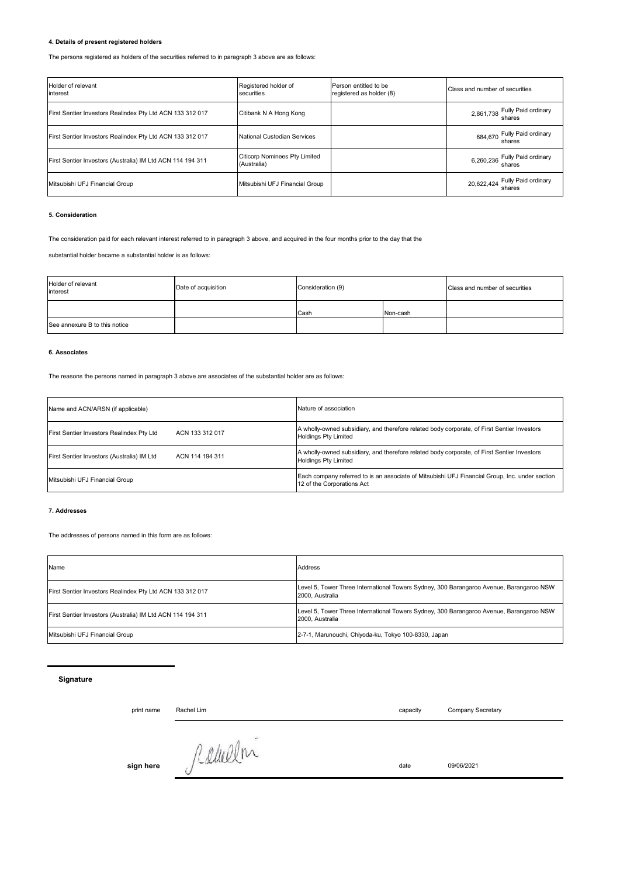#### 4. Details of present registered holders

The persons registered as holders of the securities referred to in paragraph 3 above are as follows:

| Holder of relevant interest | Registered holder of securities | Person entitled to be registered as holder (8) | Class and number of securities |
|---|---|---|---|
| First Sentier Investors Realindex Pty Ltd ACN 133 312 017 | Citibank N A Hong Kong | | 2,861,738 Fully Paid ordinary shares |
| First Sentier Investors Realindex Pty Ltd ACN 133 312 017 | National Custodian Services | | 684,670 Fully Paid ordinary shares |
| First Sentier Investors (Australia) IM Ltd ACN 114 194 311 | Citicorp Nominees Pty Limited (Australia) | | 6,260,236 Fully Paid ordinary shares |
| Mitsubishi UFJ Financial Group | Mitsubishi UFJ Financial Group | | 20,622,424 Fully Paid ordinary shares |

#### 5. Consideration

The consideration paid for each relevant interest referred to in paragraph 3 above, and acquired in the four months prior to the day that the

substantial holder became a substantial holder is as follows:

| Holder of relevant interest | Date of acquisition | Consideration (9) | | Class and number of securities |
|---|---|---|---|---|
| | | Cash | Non-cash | |
| See annexure B to this notice | | | | |

#### 6. Associates

The reasons the persons named in paragraph 3 above are associates of the substantial holder are as follows:

| Name and ACN/ARSN (if applicable) | Nature of association |
|---|---|
| First Sentier Investors Realindex Pty Ltd ACN 133 312 017 | A wholly-owned subsidiary, and therefore related body corporate, of First Sentier Investors Holdings Pty Limited |
| First Sentier Investors (Australia) IM Ltd ACN 114 194 311 | A wholly-owned subsidiary, and therefore related body corporate, of First Sentier Investors Holdings Pty Limited |
| Mitsubishi UFJ Financial Group | Each company referred to is an associate of Mitsubishi UFJ Financial Group, Inc. under section 12 of the Corporations Act |

#### 7. Addresses

The addresses of persons named in this form are as follows:

| Name | Address |
|---|---|
| First Sentier Investors Realindex Pty Ltd ACN 133 312 017 | Level 5, Tower Three International Towers Sydney, 300 Barangaroo Avenue, Barangaroo NSW 2000, Australia |
| First Sentier Investors (Australia) IM Ltd ACN 114 194 311 | Level 5, Tower Three International Towers Sydney, 300 Barangaroo Avenue, Barangaroo NSW 2000, Australia |
| Mitsubishi UFJ Financial Group | 2-7-1, Marunouchi, Chiyoda-ku, Tokyo 100-8330, Japan |

**Signature**

print name Rachel Lim capacity Company Secretary

**sign here** date 09/06/2021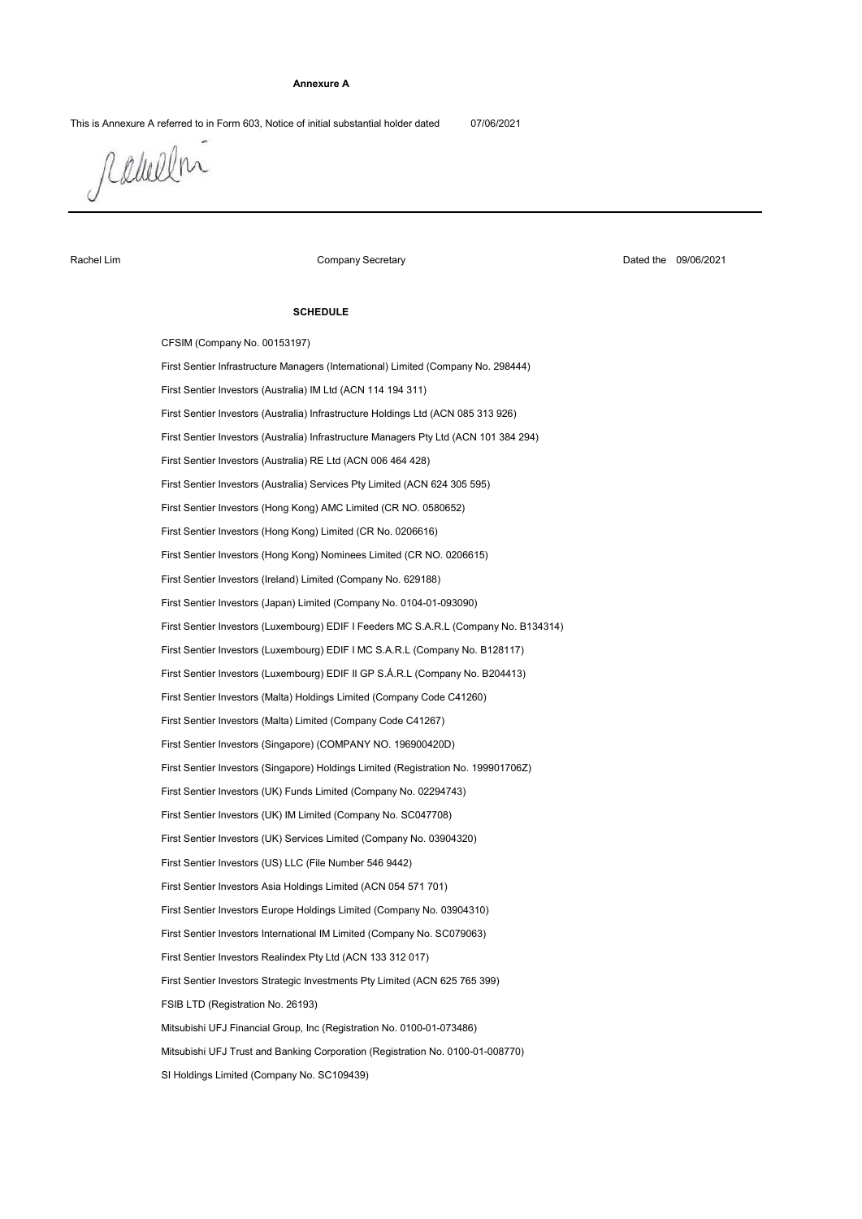**Annexure A**

This is Annexure A referred to in Form 603, Notice of initial substantial holder dated 07/06/2021

Rachel Lim | Company Secretary | Dated the 09/06/2021

**SCHEDULE**

CFSIM (Company No. 00153197)

First Sentier Infrastructure Managers (International) Limited (Company No. 298444)

First Sentier Investors (Australia) IM Ltd (ACN 114 194 311)

First Sentier Investors (Australia) Infrastructure Holdings Ltd (ACN 085 313 926)

First Sentier Investors (Australia) Infrastructure Managers Pty Ltd (ACN 101 384 294)

First Sentier Investors (Australia) RE Ltd (ACN 006 464 428)

First Sentier Investors (Australia) Services Pty Limited (ACN 624 305 595)

First Sentier Investors (Hong Kong) AMC Limited (CR NO. 0580652)

First Sentier Investors (Hong Kong) Limited (CR No. 0206616)

First Sentier Investors (Hong Kong) Nominees Limited (CR NO. 0206615)

First Sentier Investors (Ireland) Limited (Company No. 629188)

First Sentier Investors (Japan) Limited (Company No. 0104-01-093090)

First Sentier Investors (Luxembourg) EDIF I Feeders MC S.A.R.L (Company No. B134314)

First Sentier Investors (Luxembourg) EDIF I MC S.A.R.L (Company No. B128117)

First Sentier Investors (Luxembourg) EDIF II GP S.Á.R.L (Company No. B204413)

First Sentier Investors (Malta) Holdings Limited (Company Code C41260)

First Sentier Investors (Malta) Limited (Company Code C41267)

First Sentier Investors (Singapore) (COMPANY NO. 196900420D)

First Sentier Investors (Singapore) Holdings Limited (Registration No. 199901706Z)

First Sentier Investors (UK) Funds Limited (Company No. 02294743)

First Sentier Investors (UK) IM Limited (Company No. SC047708)

First Sentier Investors (UK) Services Limited (Company No. 03904320)

First Sentier Investors (US) LLC (File Number 546 9442)

First Sentier Investors Asia Holdings Limited (ACN 054 571 701)

First Sentier Investors Europe Holdings Limited (Company No. 03904310)

First Sentier Investors International IM Limited (Company No. SC079063)

First Sentier Investors Realindex Pty Ltd (ACN 133 312 017)

First Sentier Investors Strategic Investments Pty Limited (ACN 625 765 399)

FSIB LTD (Registration No. 26193)

Mitsubishi UFJ Financial Group, Inc (Registration No. 0100-01-073486)

Mitsubishi UFJ Trust and Banking Corporation (Registration No. 0100-01-008770)

SI Holdings Limited (Company No. SC109439)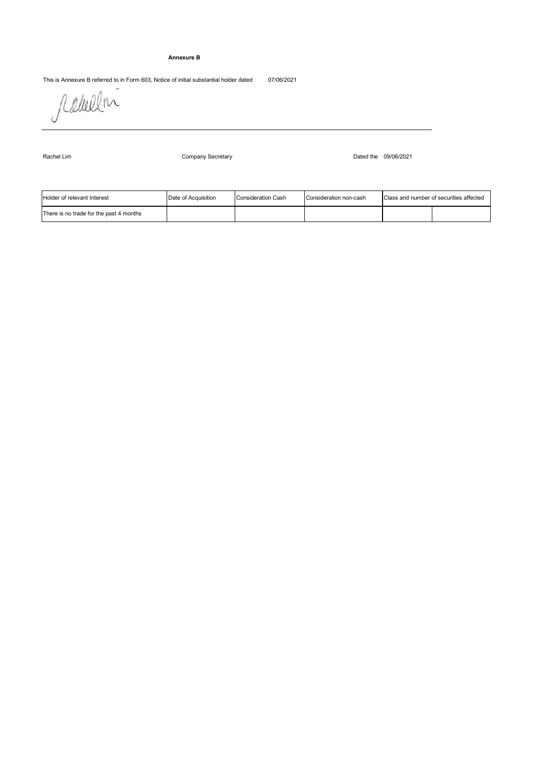**Annexure B**

This is Annexure B referred to in Form 603, Notice of initial substantial holder dated 07/06/2021

Rachel Lim Company Secretary Dated the 09/06/2021

| Holder of relevant Interest | Date of Acquisition | Consideration Cash | Consideration non-cash | Class and number of securities affected | |
|---|---|---|---|---|---|
| There is no trade for the past 4 months | | | | | |